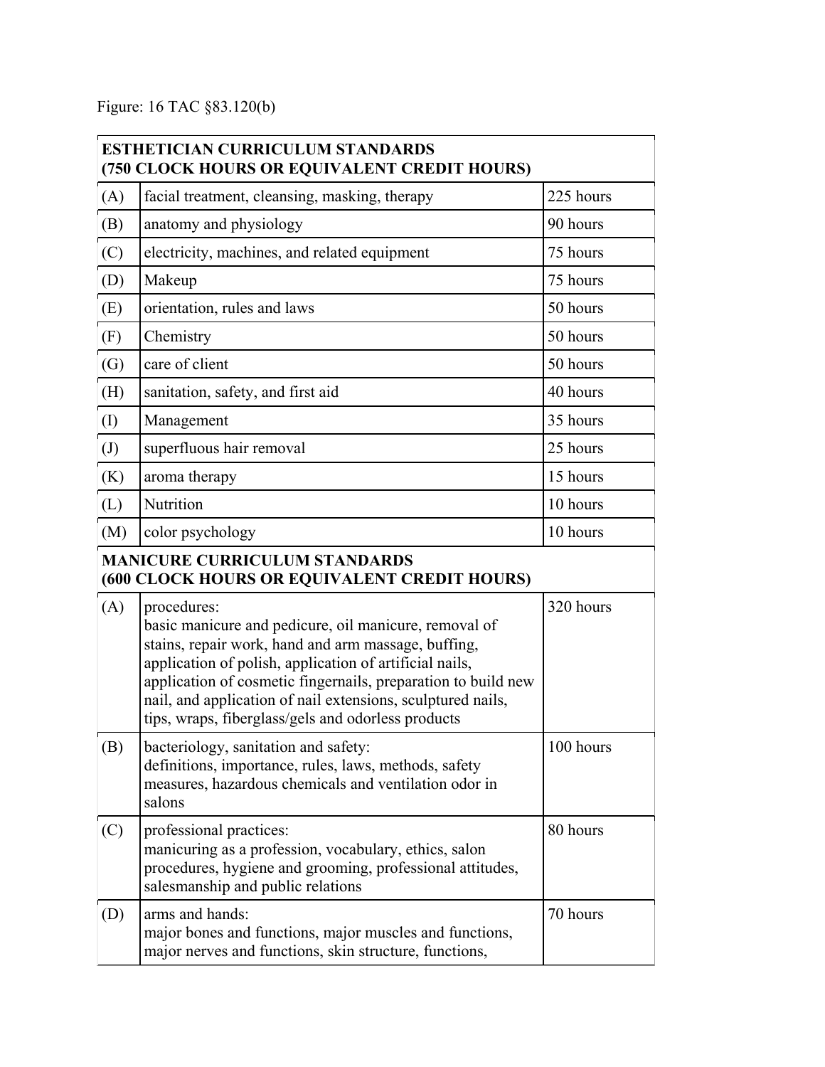Figure: 16 TAC §83.120(b)

| ESTHETICIAN CURRICULUM STANDARDS (750 CLOCK HOURS OR EQUIVALENT CREDIT HOURS) | | |
|---|---|---|
| (A) | facial treatment, cleansing, masking, therapy | 225 hours |
| (B) | anatomy and physiology | 90 hours |
| (C) | electricity, machines, and related equipment | 75 hours |
| (D) | Makeup | 75 hours |
| (E) | orientation, rules and laws | 50 hours |
| (F) | Chemistry | 50 hours |
| (G) | care of client | 50 hours |
| (H) | sanitation, safety, and first aid | 40 hours |
| (I) | Management | 35 hours |
| (J) | superfluous hair removal | 25 hours |
| (K) | aroma therapy | 15 hours |
| (L) | Nutrition | 10 hours |
| (M) | color psychology | 10 hours |
| **MANICURE CURRICULUM STANDARDS (600 CLOCK HOURS OR EQUIVALENT CREDIT HOURS)** | | |
| (A) | procedures: basic manicure and pedicure, oil manicure, removal of stains, repair work, hand and arm massage, buffing, application of polish, application of artificial nails, application of cosmetic fingernails, preparation to build new nail, and application of nail extensions, sculptured nails, tips, wraps, fiberglass/gels and odorless products | 320 hours |
| (B) | bacteriology, sanitation and safety: definitions, importance, rules, laws, methods, safety measures, hazardous chemicals and ventilation odor in salons | 100 hours |
| (C) | professional practices: manicuring as a profession, vocabulary, ethics, salon procedures, hygiene and grooming, professional attitudes, salesmanship and public relations | 80 hours |
| (D) | arms and hands: major bones and functions, major muscles and functions, major nerves and functions, skin structure, functions, | 70 hours |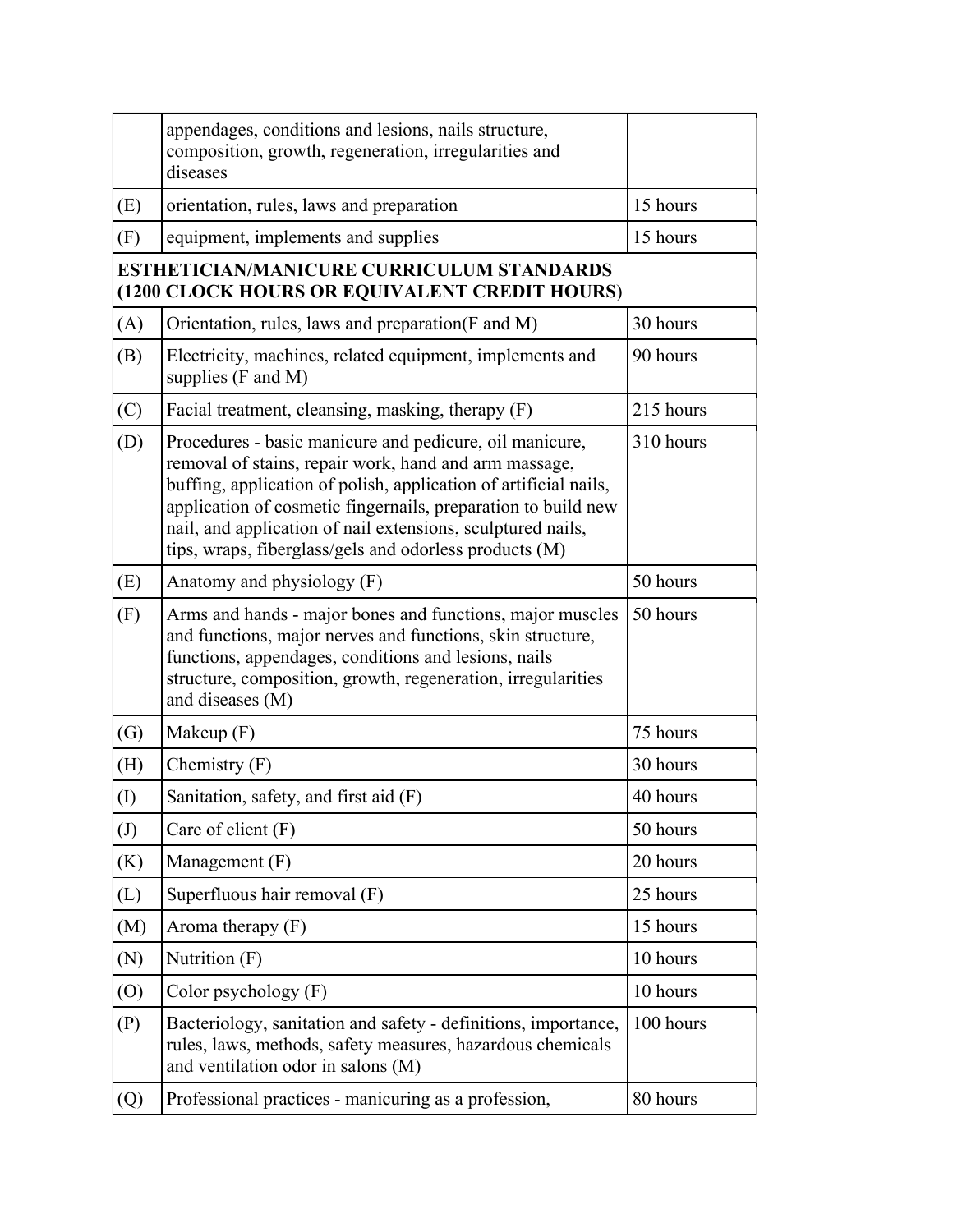| | | |
|---|---|---|
| | appendages, conditions and lesions, nails structure, composition, growth, regeneration, irregularities and diseases | |
| (E) | orientation, rules, laws and preparation | 15 hours |
| (F) | equipment, implements and supplies | 15 hours |
| **ESTHETICIAN/MANICURE CURRICULUM STANDARDS (1200 CLOCK HOURS OR EQUIVALENT CREDIT HOURS)** | | |
| (A) | Orientation, rules, laws and preparation(F and M) | 30 hours |
| (B) | Electricity, machines, related equipment, implements and supplies (F and M) | 90 hours |
| (C) | Facial treatment, cleansing, masking, therapy (F) | 215 hours |
| (D) | Procedures - basic manicure and pedicure, oil manicure, removal of stains, repair work, hand and arm massage, buffing, application of polish, application of artificial nails, application of cosmetic fingernails, preparation to build new nail, and application of nail extensions, sculptured nails, tips, wraps, fiberglass/gels and odorless products (M) | 310 hours |
| (E) | Anatomy and physiology (F) | 50 hours |
| (F) | Arms and hands - major bones and functions, major muscles and functions, major nerves and functions, skin structure, functions, appendages, conditions and lesions, nails structure, composition, growth, regeneration, irregularities and diseases (M) | 50 hours |
| (G) | Makeup (F) | 75 hours |
| (H) | Chemistry (F) | 30 hours |
| (I) | Sanitation, safety, and first aid (F) | 40 hours |
| (J) | Care of client (F) | 50 hours |
| (K) | Management (F) | 20 hours |
| (L) | Superfluous hair removal (F) | 25 hours |
| (M) | Aroma therapy (F) | 15 hours |
| (N) | Nutrition (F) | 10 hours |
| (O) | Color psychology (F) | 10 hours |
| (P) | Bacteriology, sanitation and safety - definitions, importance, rules, laws, methods, safety measures, hazardous chemicals and ventilation odor in salons (M) | 100 hours |
| (Q) | Professional practices - manicuring as a profession, | 80 hours |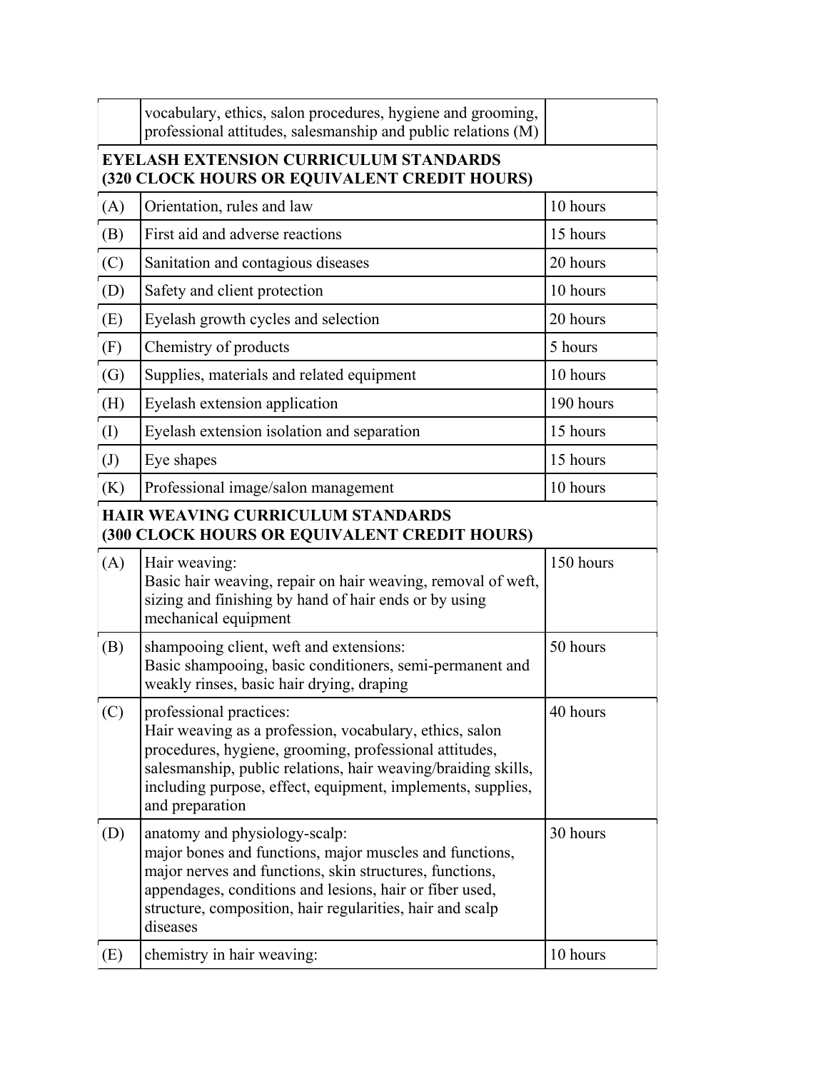| | | |
|---|---|---|
| | vocabulary, ethics, salon procedures, hygiene and grooming, professional attitudes, salesmanship and public relations (M) | |
| **EYELASH EXTENSION CURRICULUM STANDARDS (320 CLOCK HOURS OR EQUIVALENT CREDIT HOURS)** | | |
| (A) | Orientation, rules and law | 10 hours |
| (B) | First aid and adverse reactions | 15 hours |
| (C) | Sanitation and contagious diseases | 20 hours |
| (D) | Safety and client protection | 10 hours |
| (E) | Eyelash growth cycles and selection | 20 hours |
| (F) | Chemistry of products | 5 hours |
| (G) | Supplies, materials and related equipment | 10 hours |
| (H) | Eyelash extension application | 190 hours |
| (I) | Eyelash extension isolation and separation | 15 hours |
| (J) | Eye shapes | 15 hours |
| (K) | Professional image/salon management | 10 hours |
| **HAIR WEAVING CURRICULUM STANDARDS (300 CLOCK HOURS OR EQUIVALENT CREDIT HOURS)** | | |
| (A) | Hair weaving:<br>Basic hair weaving, repair on hair weaving, removal of weft, sizing and finishing by hand of hair ends or by using mechanical equipment | 150 hours |
| (B) | shampooing client, weft and extensions:<br>Basic shampooing, basic conditioners, semi-permanent and weakly rinses, basic hair drying, draping | 50 hours |
| (C) | professional practices:<br>Hair weaving as a profession, vocabulary, ethics, salon procedures, hygiene, grooming, professional attitudes, salesmanship, public relations, hair weaving/braiding skills, including purpose, effect, equipment, implements, supplies, and preparation | 40 hours |
| (D) | anatomy and physiology-scalp:<br>major bones and functions, major muscles and functions, major nerves and functions, skin structures, functions, appendages, conditions and lesions, hair or fiber used, structure, composition, hair regularities, hair and scalp diseases | 30 hours |
| (E) | chemistry in hair weaving: | 10 hours |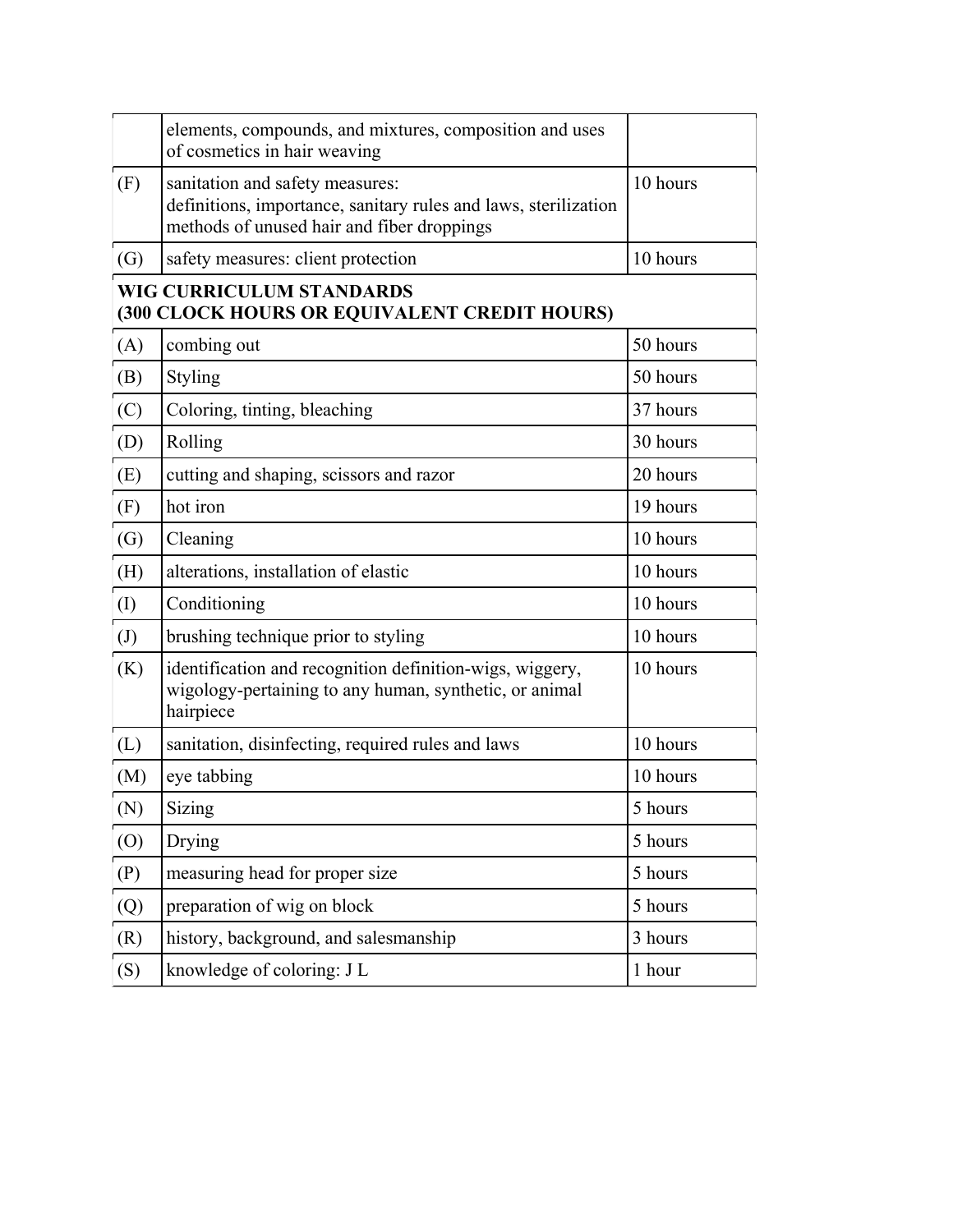| | | |
|---|---|---|
| | elements, compounds, and mixtures, composition and uses of cosmetics in hair weaving | |
| (F) | sanitation and safety measures: definitions, importance, sanitary rules and laws, sterilization methods of unused hair and fiber droppings | 10 hours |
| (G) | safety measures: client protection | 10 hours |
| **WIG CURRICULUM STANDARDS (300 CLOCK HOURS OR EQUIVALENT CREDIT HOURS)** | | |
| (A) | combing out | 50 hours |
| (B) | Styling | 50 hours |
| (C) | Coloring, tinting, bleaching | 37 hours |
| (D) | Rolling | 30 hours |
| (E) | cutting and shaping, scissors and razor | 20 hours |
| (F) | hot iron | 19 hours |
| (G) | Cleaning | 10 hours |
| (H) | alterations, installation of elastic | 10 hours |
| (I) | Conditioning | 10 hours |
| (J) | brushing technique prior to styling | 10 hours |
| (K) | identification and recognition definition-wigs, wiggery, wigology-pertaining to any human, synthetic, or animal hairpiece | 10 hours |
| (L) | sanitation, disinfecting, required rules and laws | 10 hours |
| (M) | eye tabbing | 10 hours |
| (N) | Sizing | 5 hours |
| (O) | Drying | 5 hours |
| (P) | measuring head for proper size | 5 hours |
| (Q) | preparation of wig on block | 5 hours |
| (R) | history, background, and salesmanship | 3 hours |
| (S) | knowledge of coloring: J L | 1 hour |